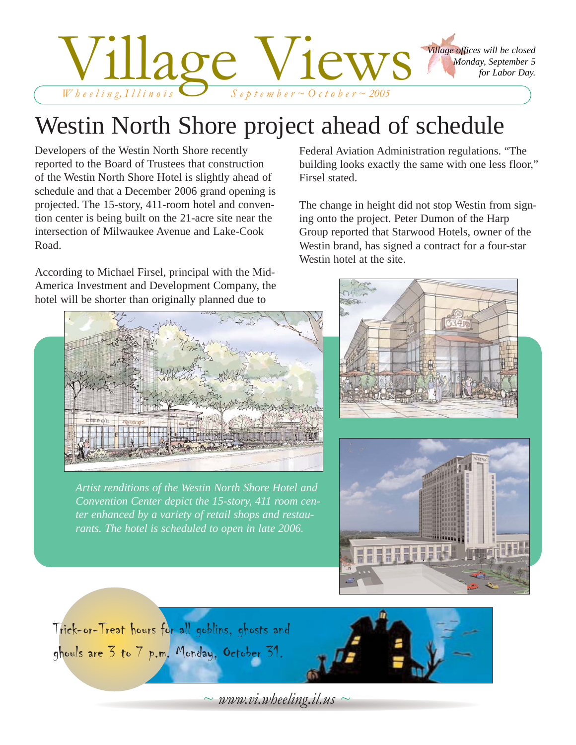# Village Views

*Wheeling, Illinois* *September ~ October ~ 2005*

*Village offices will be closed Monday, September 5 for Labor Day.*

## Westin North Shore project ahead of schedule

Developers of the Westin North Shore recently reported to the Board of Trustees that construction of the Westin North Shore Hotel is slightly ahead of schedule and that a December 2006 grand opening is projected. The 15-story, 411-room hotel and convention center is being built on the 21-acre site near the intersection of Milwaukee Avenue and Lake-Cook Road.

According to Michael Firsel, principal with the Mid-America Investment and Development Company, the hotel will be shorter than originally planned due to Federal Aviation Administration regulations. "The building looks exactly the same with one less floor," Firsel stated.

The change in height did not stop Westin from signing onto the project. Peter Dumon of the Harp Group reported that Starwood Hotels, owner of the Westin brand, has signed a contract for a four-star Westin hotel at the site.

*Artist renditions of the Westin North Shore Hotel and Convention Center depict the 15-story, 411 room center enhanced by a variety of retail shops and restaurants. The hotel is scheduled to open in late 2006.*

Trick-or-Treat hours for all goblins, ghosts and ghouls are 3 to 7 p.m. Monday, October 31.

~ www.vi.wheeling.il.us ~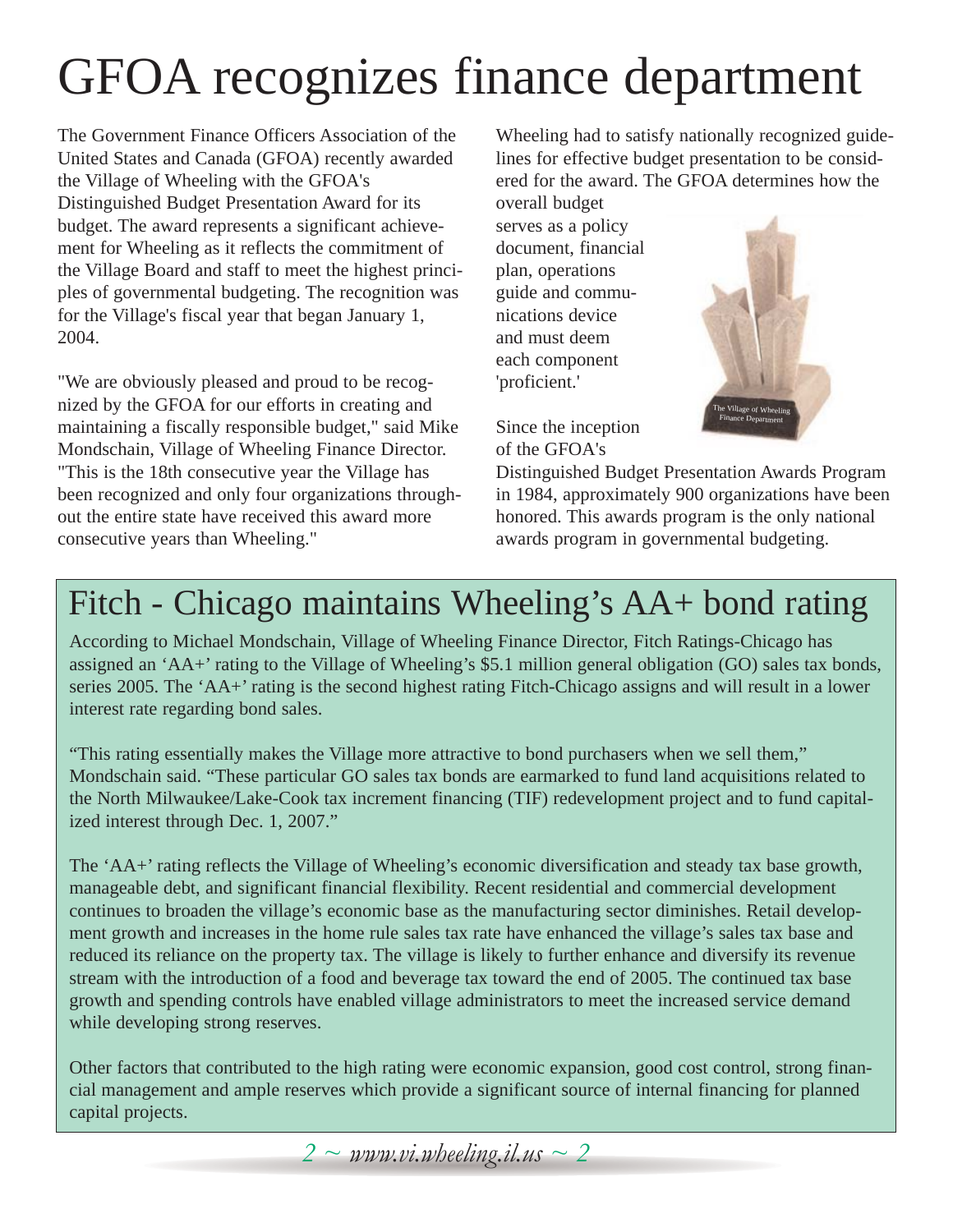# GFOA recognizes finance department

The Government Finance Officers Association of the United States and Canada (GFOA) recently awarded the Village of Wheeling with the GFOA's Distinguished Budget Presentation Award for its budget. The award represents a significant achievement for Wheeling as it reflects the commitment of the Village Board and staff to meet the highest principles of governmental budgeting. The recognition was for the Village's fiscal year that began January 1, 2004.

"We are obviously pleased and proud to be recognized by the GFOA for our efforts in creating and maintaining a fiscally responsible budget," said Mike Mondschain, Village of Wheeling Finance Director. "This is the 18th consecutive year the Village has been recognized and only four organizations throughout the entire state have received this award more consecutive years than Wheeling."

Wheeling had to satisfy nationally recognized guidelines for effective budget presentation to be considered for the award. The GFOA determines how the overall budget serves as a policy document, financial plan, operations guide and communications device and must deem each component 'proficient.'

The Village of Wheeling Finance Department

Since the inception of the GFOA's Distinguished Budget Presentation Awards Program in 1984, approximately 900 organizations have been honored. This awards program is the only national awards program in governmental budgeting.

## Fitch - Chicago maintains Wheeling's AA+ bond rating

According to Michael Mondschain, Village of Wheeling Finance Director, Fitch Ratings-Chicago has assigned an 'AA+' rating to the Village of Wheeling's $5.1 million general obligation (GO) sales tax bonds, series 2005. The 'AA+' rating is the second highest rating Fitch-Chicago assigns and will result in a lower interest rate regarding bond sales.

"This rating essentially makes the Village more attractive to bond purchasers when we sell them," Mondschain said. "These particular GO sales tax bonds are earmarked to fund land acquisitions related to the North Milwaukee/Lake-Cook tax increment financing (TIF) redevelopment project and to fund capitalized interest through Dec. 1, 2007."

The 'AA+' rating reflects the Village of Wheeling's economic diversification and steady tax base growth, manageable debt, and significant financial flexibility. Recent residential and commercial development continues to broaden the village's economic base as the manufacturing sector diminishes. Retail development growth and increases in the home rule sales tax rate have enhanced the village's sales tax base and reduced its reliance on the property tax. The village is likely to further enhance and diversify its revenue stream with the introduction of a food and beverage tax toward the end of 2005. The continued tax base growth and spending controls have enabled village administrators to meet the increased service demand while developing strong reserves.

Other factors that contributed to the high rating were economic expansion, good cost control, strong financial management and ample reserves which provide a significant source of internal financing for planned capital projects.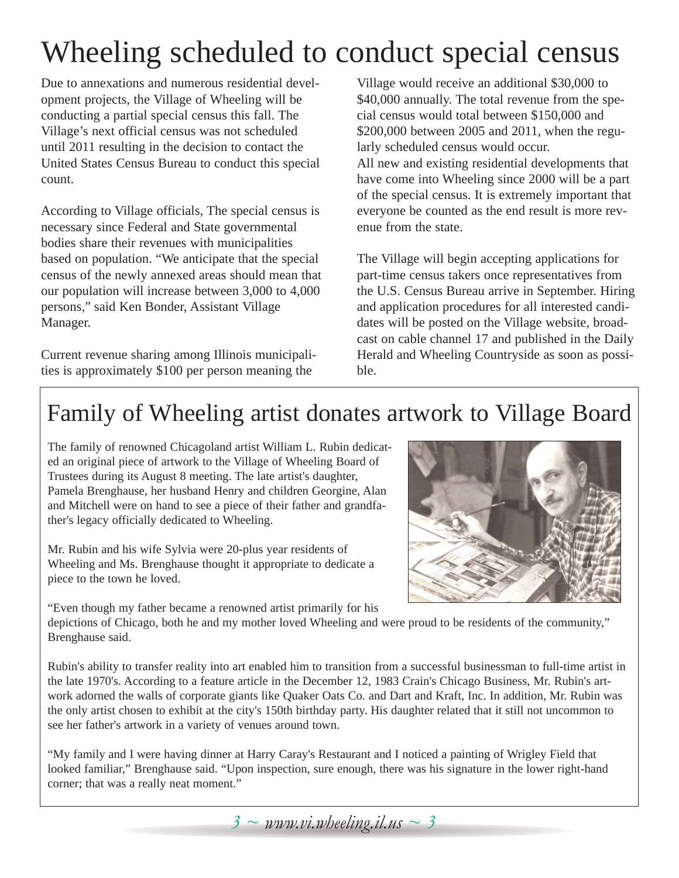# Wheeling scheduled to conduct special census

Due to annexations and numerous residential development projects, the Village of Wheeling will be conducting a partial special census this fall. The Village's next official census was not scheduled until 2011 resulting in the decision to contact the United States Census Bureau to conduct this special count.

According to Village officials, The special census is necessary since Federal and State governmental bodies share their revenues with municipalities based on population. "We anticipate that the special census of the newly annexed areas should mean that our population will increase between 3,000 to 4,000 persons," said Ken Bonder, Assistant Village Manager.

Current revenue sharing among Illinois municipalities is approximately $100 per person meaning the Village would receive an additional $30,000 to $40,000 annually. The total revenue from the special census would total between $150,000 and $200,000 between 2005 and 2011, when the regularly scheduled census would occur.

All new and existing residential developments that have come into Wheeling since 2000 will be a part of the special census. It is extremely important that everyone be counted as the end result is more revenue from the state.

The Village will begin accepting applications for part-time census takers once representatives from the U.S. Census Bureau arrive in September. Hiring and application procedures for all interested candidates will be posted on the Village website, broadcast on cable channel 17 and published in the Daily Herald and Wheeling Countryside as soon as possible.

# Family of Wheeling artist donates artwork to Village Board

The family of renowned Chicagoland artist William L. Rubin dedicated an original piece of artwork to the Village of Wheeling Board of Trustees during its August 8 meeting. The late artist's daughter, Pamela Brenghause, her husband Henry and children Georgine, Alan and Mitchell were on hand to see a piece of their father and grandfather's legacy officially dedicated to Wheeling.

Mr. Rubin and his wife Sylvia were 20-plus year residents of Wheeling and Ms. Brenghause thought it appropriate to dedicate a piece to the town he loved.

"Even though my father became a renowned artist primarily for his depictions of Chicago, both he and my mother loved Wheeling and were proud to be residents of the community," Brenghause said.

Rubin's ability to transfer reality into art enabled him to transition from a successful businessman to full-time artist in the late 1970's. According to a feature article in the December 12, 1983 Crain's Chicago Business, Mr. Rubin's artwork adorned the walls of corporate giants like Quaker Oats Co. and Dart and Kraft, Inc. In addition, Mr. Rubin was the only artist chosen to exhibit at the city's 150th birthday party. His daughter related that it still not uncommon to see her father's artwork in a variety of venues around town.

"My family and I were having dinner at Harry Caray's Restaurant and I noticed a painting of Wrigley Field that looked familiar," Brenghause said. "Upon inspection, sure enough, there was his signature in the lower right-hand corner; that was a really neat moment."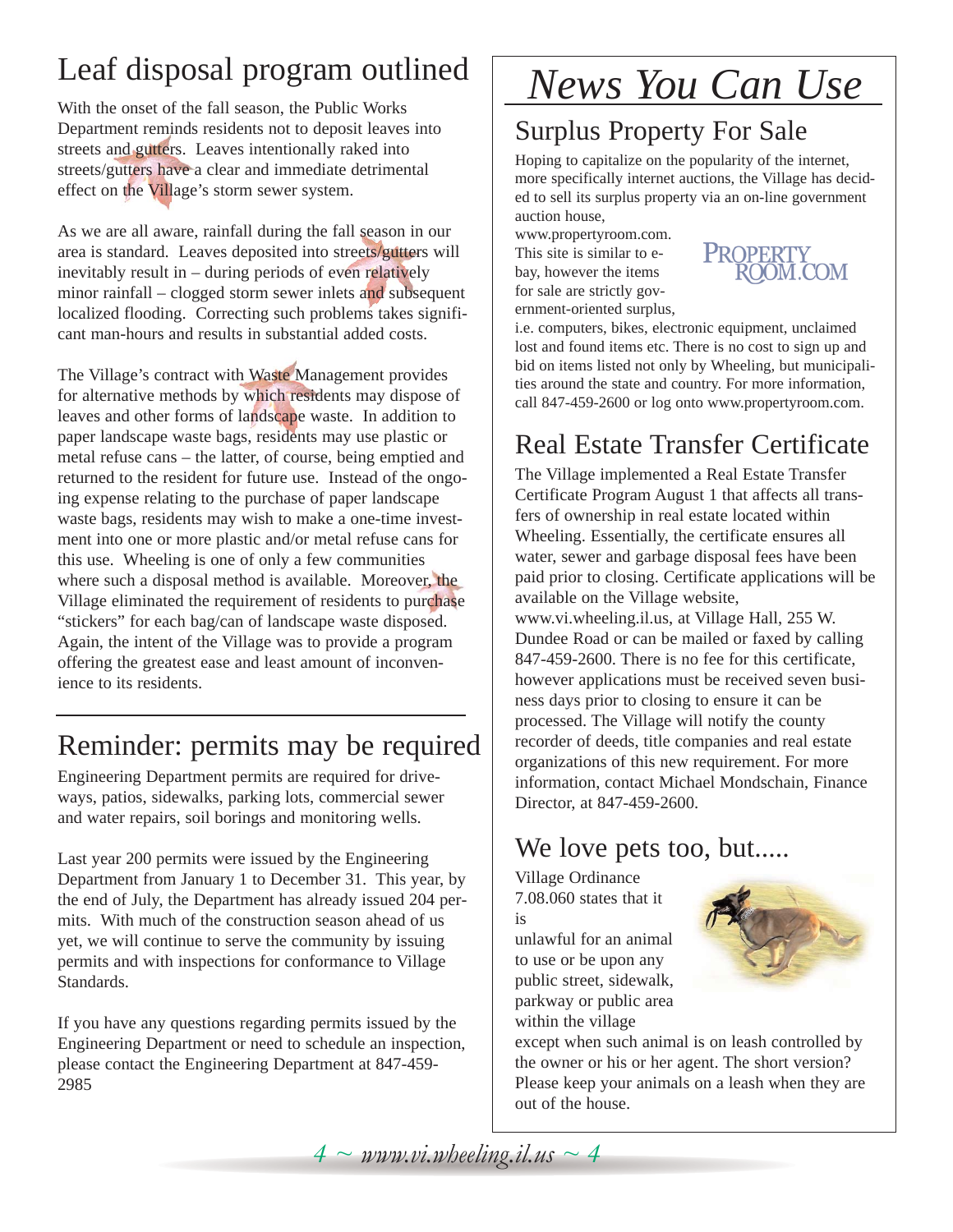# Leaf disposal program outlined

With the onset of the fall season, the Public Works Department reminds residents not to deposit leaves into streets and gutters. Leaves intentionally raked into streets/gutters have a clear and immediate detrimental effect on the Village's storm sewer system.

As we are all aware, rainfall during the fall season in our area is standard. Leaves deposited into streets/gutters will inevitably result in – during periods of even relatively minor rainfall – clogged storm sewer inlets and subsequent localized flooding. Correcting such problems takes significant man-hours and results in substantial added costs.

The Village's contract with Waste Management provides for alternative methods by which residents may dispose of leaves and other forms of landscape waste. In addition to paper landscape waste bags, residents may use plastic or metal refuse cans – the latter, of course, being emptied and returned to the resident for future use. Instead of the ongoing expense relating to the purchase of paper landscape waste bags, residents may wish to make a one-time investment into one or more plastic and/or metal refuse cans for this use. Wheeling is one of only a few communities where such a disposal method is available. Moreover, the Village eliminated the requirement of residents to purchase "stickers" for each bag/can of landscape waste disposed. Again, the intent of the Village was to provide a program offering the greatest ease and least amount of inconvenience to its residents.

# Reminder: permits may be required

Engineering Department permits are required for driveways, patios, sidewalks, parking lots, commercial sewer and water repairs, soil borings and monitoring wells.

Last year 200 permits were issued by the Engineering Department from January 1 to December 31. This year, by the end of July, the Department has already issued 204 permits. With much of the construction season ahead of us yet, we will continue to serve the community by issuing permits and with inspections for conformance to Village Standards.

If you have any questions regarding permits issued by the Engineering Department or need to schedule an inspection, please contact the Engineering Department at 847-459-2985

# *News You Can Use*

## Surplus Property For Sale

Hoping to capitalize on the popularity of the internet, more specifically internet auctions, the Village has decided to sell its surplus property via an on-line government auction house, www.propertyroom.com. This site is similar to e-bay, however the items for sale are strictly government-oriented surplus, i.e. computers, bikes, electronic equipment, unclaimed lost and found items etc. There is no cost to sign up and bid on items listed not only by Wheeling, but municipalities around the state and country. For more information, call 847-459-2600 or log onto www.propertyroom.com.

## Real Estate Transfer Certificate

The Village implemented a Real Estate Transfer Certificate Program August 1 that affects all transfers of ownership in real estate located within Wheeling. Essentially, the certificate ensures all water, sewer and garbage disposal fees have been paid prior to closing. Certificate applications will be available on the Village website, www.vi.wheeling.il.us, at Village Hall, 255 W. Dundee Road or can be mailed or faxed by calling 847-459-2600. There is no fee for this certificate, however applications must be received seven business days prior to closing to ensure it can be processed. The Village will notify the county recorder of deeds, title companies and real estate organizations of this new requirement. For more information, contact Michael Mondschain, Finance Director, at 847-459-2600.

## We love pets too, but.....

Village Ordinance 7.08.060 states that it is unlawful for an animal to use or be upon any public street, sidewalk, parkway or public area within the village except when such animal is on leash controlled by the owner or his or her agent. The short version? Please keep your animals on a leash when they are out of the house.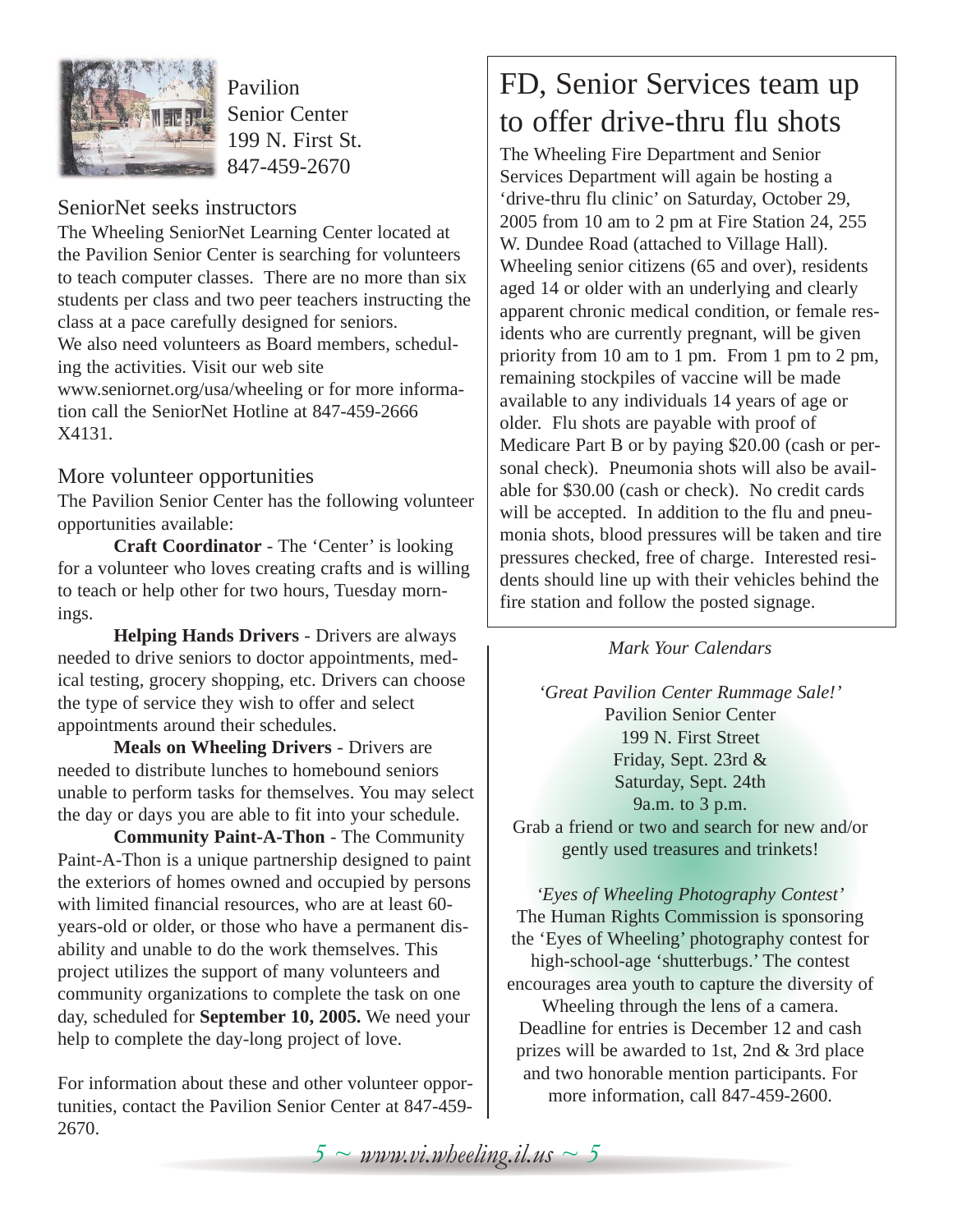Pavilion
Senior Center
199 N. First St.
847-459-2670

## SeniorNet seeks instructors

The Wheeling SeniorNet Learning Center located at the Pavilion Senior Center is searching for volunteers to teach computer classes. There are no more than six students per class and two peer teachers instructing the class at a pace carefully designed for seniors.

We also need volunteers as Board members, scheduling the activities. Visit our web site www.seniornet.org/usa/wheeling or for more information call the SeniorNet Hotline at 847-459-2666 X4131.

## More volunteer opportunities

The Pavilion Senior Center has the following volunteer opportunities available:

**Craft Coordinator** - The 'Center' is looking for a volunteer who loves creating crafts and is willing to teach or help other for two hours, Tuesday mornings.

**Helping Hands Drivers** - Drivers are always needed to drive seniors to doctor appointments, medical testing, grocery shopping, etc. Drivers can choose the type of service they wish to offer and select appointments around their schedules.

**Meals on Wheeling Drivers** - Drivers are needed to distribute lunches to homebound seniors unable to perform tasks for themselves. You may select the day or days you are able to fit into your schedule.

**Community Paint-A-Thon** - The Community Paint-A-Thon is a unique partnership designed to paint the exteriors of homes owned and occupied by persons with limited financial resources, who are at least 60-years-old or older, or those who have a permanent disability and unable to do the work themselves. This project utilizes the support of many volunteers and community organizations to complete the task on one day, scheduled for **September 10, 2005.** We need your help to complete the day-long project of love.

For information about these and other volunteer opportunities, contact the Pavilion Senior Center at 847-459-2670.

# FD, Senior Services team up to offer drive-thru flu shots

The Wheeling Fire Department and Senior Services Department will again be hosting a 'drive-thru flu clinic' on Saturday, October 29, 2005 from 10 am to 2 pm at Fire Station 24, 255 W. Dundee Road (attached to Village Hall). Wheeling senior citizens (65 and over), residents aged 14 or older with an underlying and clearly apparent chronic medical condition, or female residents who are currently pregnant, will be given priority from 10 am to 1 pm. From 1 pm to 2 pm, remaining stockpiles of vaccine will be made available to any individuals 14 years of age or older. Flu shots are payable with proof of Medicare Part B or by paying $20.00 (cash or personal check). Pneumonia shots will also be available for $30.00 (cash or check). No credit cards will be accepted. In addition to the flu and pneumonia shots, blood pressures will be taken and tire pressures checked, free of charge. Interested residents should line up with their vehicles behind the fire station and follow the posted signage.

*Mark Your Calendars*

*'Great Pavilion Center Rummage Sale!'*
Pavilion Senior Center
199 N. First Street
Friday, Sept. 23rd &
Saturday, Sept. 24th
9a.m. to 3 p.m.
Grab a friend or two and search for new and/or gently used treasures and trinkets!

*'Eyes of Wheeling Photography Contest'*
The Human Rights Commission is sponsoring the 'Eyes of Wheeling' photography contest for high-school-age 'shutterbugs.' The contest encourages area youth to capture the diversity of Wheeling through the lens of a camera. Deadline for entries is December 12 and cash prizes will be awarded to 1st, 2nd & 3rd place and two honorable mention participants. For more information, call 847-459-2600.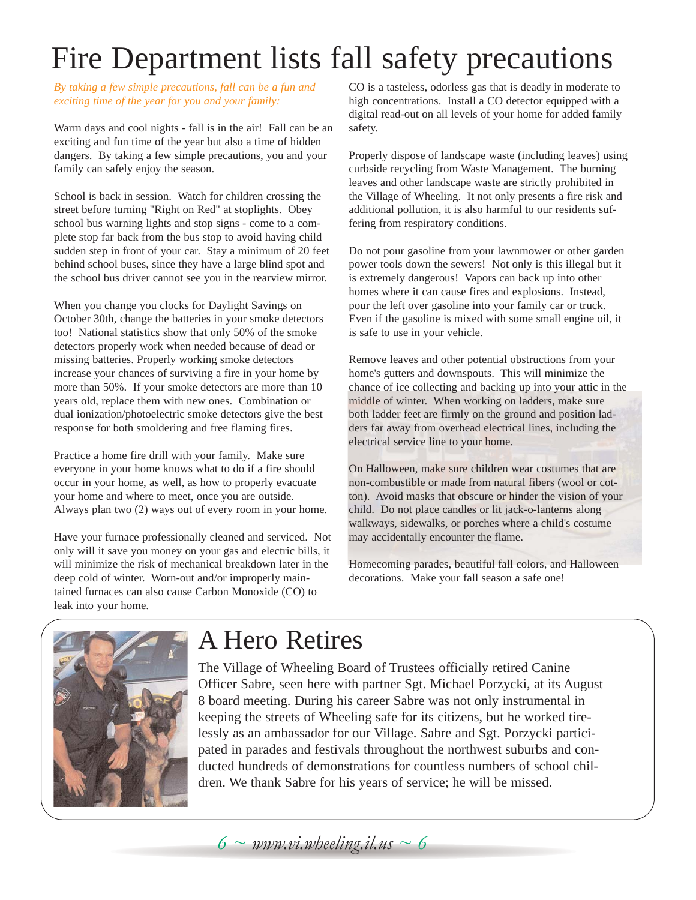# Fire Department lists fall safety precautions

*By taking a few simple precautions, fall can be a fun and exciting time of the year for you and your family:*

Warm days and cool nights - fall is in the air! Fall can be an exciting and fun time of the year but also a time of hidden dangers. By taking a few simple precautions, you and your family can safely enjoy the season.

School is back in session. Watch for children crossing the street before turning "Right on Red" at stoplights. Obey school bus warning lights and stop signs - come to a complete stop far back from the bus stop to avoid having child sudden step in front of your car. Stay a minimum of 20 feet behind school buses, since they have a large blind spot and the school bus driver cannot see you in the rearview mirror.

When you change you clocks for Daylight Savings on October 30th, change the batteries in your smoke detectors too! National statistics show that only 50% of the smoke detectors properly work when needed because of dead or missing batteries. Properly working smoke detectors increase your chances of surviving a fire in your home by more than 50%. If your smoke detectors are more than 10 years old, replace them with new ones. Combination or dual ionization/photoelectric smoke detectors give the best response for both smoldering and free flaming fires.

Practice a home fire drill with your family. Make sure everyone in your home knows what to do if a fire should occur in your home, as well, as how to properly evacuate your home and where to meet, once you are outside. Always plan two (2) ways out of every room in your home.

Have your furnace professionally cleaned and serviced. Not only will it save you money on your gas and electric bills, it will minimize the risk of mechanical breakdown later in the deep cold of winter. Worn-out and/or improperly maintained furnaces can also cause Carbon Monoxide (CO) to leak into your home. CO is a tasteless, odorless gas that is deadly in moderate to high concentrations. Install a CO detector equipped with a digital read-out on all levels of your home for added family safety.

Properly dispose of landscape waste (including leaves) using curbside recycling from Waste Management. The burning leaves and other landscape waste are strictly prohibited in the Village of Wheeling. It not only presents a fire risk and additional pollution, it is also harmful to our residents suffering from respiratory conditions.

Do not pour gasoline from your lawnmower or other garden power tools down the sewers! Not only is this illegal but it is extremely dangerous! Vapors can back up into other homes where it can cause fires and explosions. Instead, pour the left over gasoline into your family car or truck. Even if the gasoline is mixed with some small engine oil, it is safe to use in your vehicle.

Remove leaves and other potential obstructions from your home's gutters and downspouts. This will minimize the chance of ice collecting and backing up into your attic in the middle of winter. When working on ladders, make sure both ladder feet are firmly on the ground and position ladders far away from overhead electrical lines, including the electrical service line to your home.

On Halloween, make sure children wear costumes that are non-combustible or made from natural fibers (wool or cotton). Avoid masks that obscure or hinder the vision of your child. Do not place candles or lit jack-o-lanterns along walkways, sidewalks, or porches where a child's costume may accidentally encounter the flame.

Homecoming parades, beautiful fall colors, and Halloween decorations. Make your fall season a safe one!

# A Hero Retires

The Village of Wheeling Board of Trustees officially retired Canine Officer Sabre, seen here with partner Sgt. Michael Porzycki, at its August 8 board meeting. During his career Sabre was not only instrumental in keeping the streets of Wheeling safe for its citizens, but he worked tirelessly as an ambassador for our Village. Sabre and Sgt. Porzycki participated in parades and festivals throughout the northwest suburbs and conducted hundreds of demonstrations for countless numbers of school children. We thank Sabre for his years of service; he will be missed.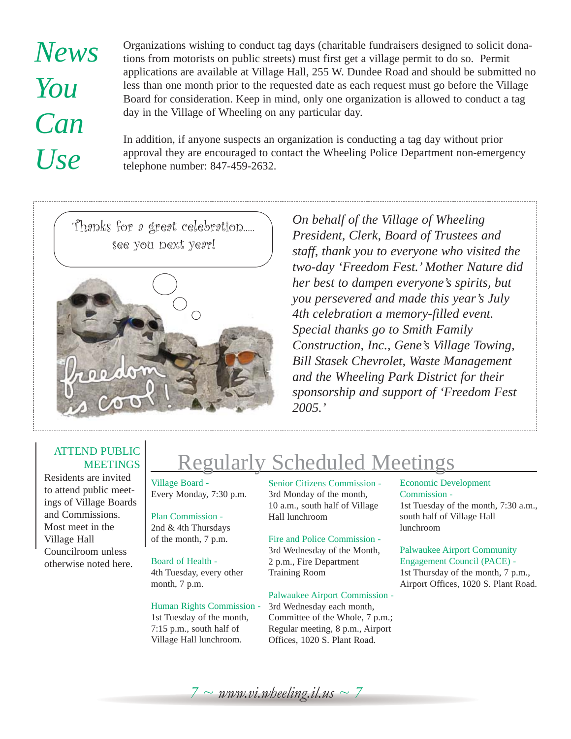# News You Can Use

Organizations wishing to conduct tag days (charitable fundraisers designed to solicit donations from motorists on public streets) must first get a village permit to do so. Permit applications are available at Village Hall, 255 W. Dundee Road and should be submitted no less than one month prior to the requested date as each request must go before the Village Board for consideration. Keep in mind, only one organization is allowed to conduct a tag day in the Village of Wheeling on any particular day.

In addition, if anyone suspects an organization is conducting a tag day without prior approval they are encouraged to contact the Wheeling Police Department non-emergency telephone number: 847-459-2632.

Thanks for a great celebration..... see you next year!

freedom is cool!

*On behalf of the Village of Wheeling President, Clerk, Board of Trustees and staff, thank you to everyone who visited the two-day 'Freedom Fest.' Mother Nature did her best to dampen everyone's spirits, but you persevered and made this year's July 4th celebration a memory-filled event. Special thanks go to Smith Family Construction, Inc., Gene's Village Towing, Bill Stasek Chevrolet, Waste Management and the Wheeling Park District for their sponsorship and support of 'Freedom Fest 2005.'*

## ATTEND PUBLIC MEETINGS

Residents are invited to attend public meetings of Village Boards and Commissions. Most meet in the Village Hall Councilroom unless otherwise noted here.

## Regularly Scheduled Meetings

**Village Board -**
Every Monday, 7:30 p.m.

**Plan Commission -**
2nd & 4th Thursdays of the month, 7 p.m.

**Board of Health -**
4th Tuesday, every other month, 7 p.m.

**Human Rights Commission -**
1st Tuesday of the month, 7:15 p.m., south half of Village Hall lunchroom.

**Senior Citizens Commission -**
3rd Monday of the month, 10 a.m., south half of Village Hall lunchroom

**Fire and Police Commission -**
3rd Wednesday of the Month, 2 p.m., Fire Department Training Room

**Palwaukee Airport Commission -**
3rd Wednesday each month, Committee of the Whole, 7 p.m.; Regular meeting, 8 p.m., Airport Offices, 1020 S. Plant Road.

**Economic Development Commission -**
1st Tuesday of the month, 7:30 a.m., south half of Village Hall lunchroom

**Palwaukee Airport Community Engagement Council (PACE) -**
1st Thursday of the month, 7 p.m., Airport Offices, 1020 S. Plant Road.

www.vi.wheeling.il.us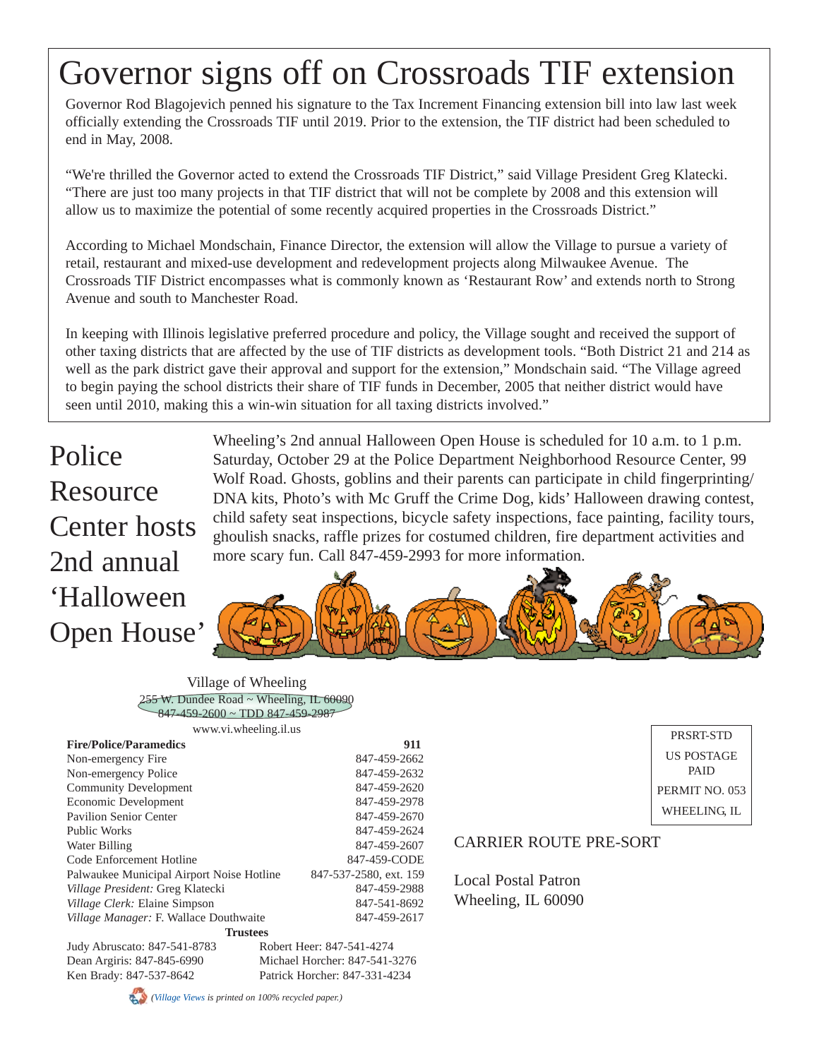# Governor signs off on Crossroads TIF extension

Governor Rod Blagojevich penned his signature to the Tax Increment Financing extension bill into law last week officially extending the Crossroads TIF until 2019. Prior to the extension, the TIF district had been scheduled to end in May, 2008.

"We're thrilled the Governor acted to extend the Crossroads TIF District," said Village President Greg Klatecki. "There are just too many projects in that TIF district that will not be complete by 2008 and this extension will allow us to maximize the potential of some recently acquired properties in the Crossroads District."

According to Michael Mondschain, Finance Director, the extension will allow the Village to pursue a variety of retail, restaurant and mixed-use development and redevelopment projects along Milwaukee Avenue. The Crossroads TIF District encompasses what is commonly known as 'Restaurant Row' and extends north to Strong Avenue and south to Manchester Road.

In keeping with Illinois legislative preferred procedure and policy, the Village sought and received the support of other taxing districts that are affected by the use of TIF districts as development tools. "Both District 21 and 214 as well as the park district gave their approval and support for the extension," Mondschain said. "The Village agreed to begin paying the school districts their share of TIF funds in December, 2005 that neither district would have seen until 2010, making this a win-win situation for all taxing districts involved."

# Police Resource Center hosts 2nd annual 'Halloween Open House'

Wheeling's 2nd annual Halloween Open House is scheduled for 10 a.m. to 1 p.m. Saturday, October 29 at the Police Department Neighborhood Resource Center, 99 Wolf Road. Ghosts, goblins and their parents can participate in child fingerprinting/DNA kits, Photo's with Mc Gruff the Crime Dog, kids' Halloween drawing contest, child safety seat inspections, bicycle safety inspections, face painting, facility tours, ghoulish snacks, raffle prizes for costumed children, fire department activities and more scary fun. Call 847-459-2993 for more information.

Village of Wheeling
255 W. Dundee Road ~ Wheeling, IL 60090
847-459-2600 ~ TDD 847-459-2987
www.vi.wheeling.il.us

| | |
|---|---|
| **Fire/Police/Paramedics** | **911** |
| Non-emergency Fire | 847-459-2662 |
| Non-emergency Police | 847-459-2632 |
| Community Development | 847-459-2620 |
| Economic Development | 847-459-2978 |
| Pavilion Senior Center | 847-459-2670 |
| Public Works | 847-459-2624 |
| Water Billing | 847-459-2607 |
| Code Enforcement Hotline | 847-459-CODE |
| Palwaukee Municipal Airport Noise Hotline | 847-537-2580, ext. 159 |
| *Village President:* Greg Klatecki | 847-459-2988 |
| *Village Clerk:* Elaine Simpson | 847-541-8692 |
| *Village Manager:* F. Wallace Douthwaite | 847-459-2617 |

**Trustees**

| | |
|---|---|
| Judy Abruscato: 847-541-8783 | Robert Heer: 847-541-4274 |
| Dean Argiris: 847-845-6990 | Michael Horcher: 847-541-3276 |
| Ken Brady: 847-537-8642 | Patrick Horcher: 847-331-4234 |

*(Village Views is printed on 100% recycled paper.)*

PRSRT-STD
US POSTAGE
PAID
PERMIT NO. 053
WHEELING, IL

CARRIER ROUTE PRE-SORT

Local Postal Patron
Wheeling, IL 60090